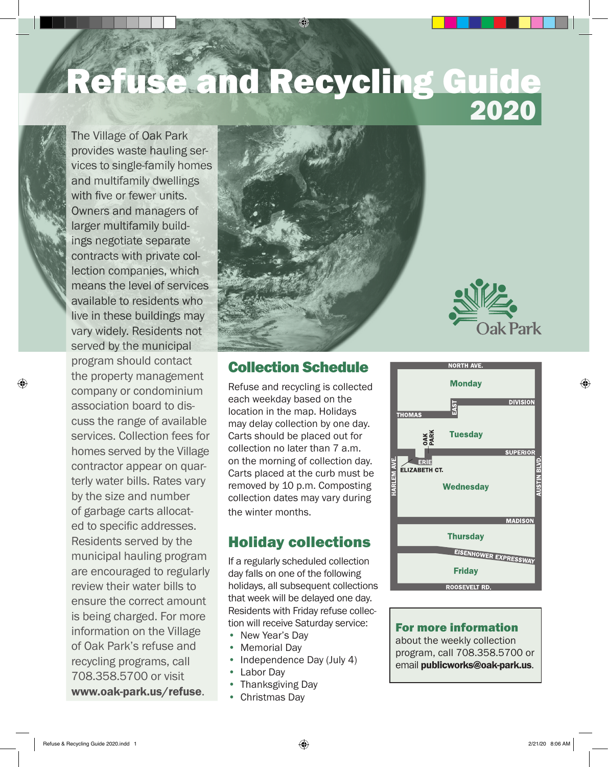# Refuse and Recycling Guide 2020

The Village of Oak Park provides waste hauling services to single-family homes and multifamily dwellings with five or fewer units. Owners and managers of larger multifamily buildings negotiate separate contracts with private collection companies, which means the level of services available to residents who live in these buildings may vary widely. Residents not served by the municipal program should contact the property management company or condominium association board to discuss the range of available services. Collection fees for homes served by the Village contractor appear on quarterly water bills. Rates vary by the size and number of garbage carts allocated to specific addresses. Residents served by the municipal hauling program are encouraged to regularly review their water bills to ensure the correct amount is being charged. For more information on the Village of Oak Park's refuse and recycling programs, call 708.358.5700 or visit **www.oak-park.us/refuse**.

## Collection Schedule

Refuse and recycling is collected each weekday based on the location in the map. Holidays may delay collection by one day. Carts should be placed out for collection no later than 7 a.m. on the morning of collection day. Carts placed at the curb must be removed by 10 p.m. Composting collection dates may vary during the winter months.

Map (bounded by North Ave. to the north, Roosevelt Rd. to the south, Harlem Ave. to the west, Austin Blvd. to the east):

- **Monday**: North Ave. to Division (Thomas west of East)
- **Tuesday**: Division/Thomas to Superior (Erie west of Oak Park)
- **Wednesday**: Superior/Erie/Elizabeth Ct. to Madison
- **Thursday**: Madison to Eisenhower Expressway
- **Friday**: Eisenhower Expressway to Roosevelt Rd.

## Holiday collections

If a regularly scheduled collection day falls on one of the following holidays, all subsequent collections that week will be delayed one day. Residents with Friday refuse collection will receive Saturday service:

- New Year's Day
- Memorial Day
- Independence Day (July 4)
- Labor Day
- Thanksgiving Day
- Christmas Day

## For more information

about the weekly collection program, call 708.358.5700 or email **publicworks@oak-park.us**.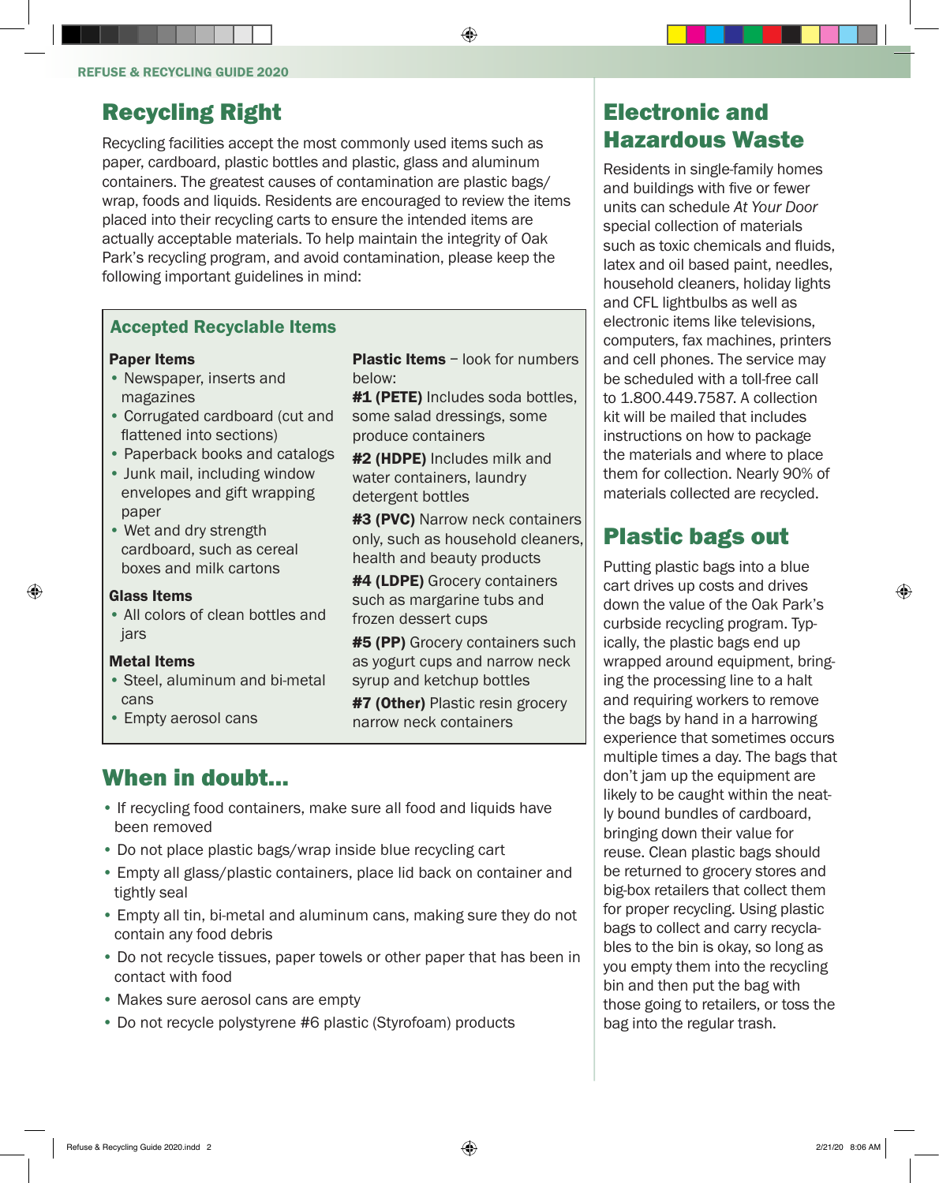## Recycling Right

Recycling facilities accept the most commonly used items such as paper, cardboard, plastic bottles and plastic, glass and aluminum containers. The greatest causes of contamination are plastic bags/wrap, foods and liquids. Residents are encouraged to review the items placed into their recycling carts to ensure the intended items are actually acceptable materials. To help maintain the integrity of Oak Park's recycling program, and avoid contamination, please keep the following important guidelines in mind:

### Accepted Recyclable Items

**Paper Items**

- Newspaper, inserts and magazines
- Corrugated cardboard (cut and flattened into sections)
- Paperback books and catalogs
- Junk mail, including window envelopes and gift wrapping paper
- Wet and dry strength cardboard, such as cereal boxes and milk cartons

**Glass Items**

- All colors of clean bottles and jars

**Metal Items**

- Steel, aluminum and bi-metal cans
- Empty aerosol cans

**Plastic Items** – look for numbers below:

**#1 (PETE)** Includes soda bottles, some salad dressings, some produce containers

**#2 (HDPE)** Includes milk and water containers, laundry detergent bottles

**#3 (PVC)** Narrow neck containers only, such as household cleaners, health and beauty products

**#4 (LDPE)** Grocery containers such as margarine tubs and frozen dessert cups

**#5 (PP)** Grocery containers such as yogurt cups and narrow neck syrup and ketchup bottles

**#7 (Other)** Plastic resin grocery narrow neck containers

## When in doubt...

- If recycling food containers, make sure all food and liquids have been removed
- Do not place plastic bags/wrap inside blue recycling cart
- Empty all glass/plastic containers, place lid back on container and tightly seal
- Empty all tin, bi-metal and aluminum cans, making sure they do not contain any food debris
- Do not recycle tissues, paper towels or other paper that has been in contact with food
- Makes sure aerosol cans are empty
- Do not recycle polystyrene #6 plastic (Styrofoam) products

## Electronic and Hazardous Waste

Residents in single-family homes and buildings with five or fewer units can schedule *At Your Door* special collection of materials such as toxic chemicals and fluids, latex and oil based paint, needles, household cleaners, holiday lights and CFL lightbulbs as well as electronic items like televisions, computers, fax machines, printers and cell phones. The service may be scheduled with a toll-free call to 1.800.449.7587. A collection kit will be mailed that includes instructions on how to package the materials and where to place them for collection. Nearly 90% of materials collected are recycled.

## Plastic bags out

Putting plastic bags into a blue cart drives up costs and drives down the value of the Oak Park's curbside recycling program. Typically, the plastic bags end up wrapped around equipment, bringing the processing line to a halt and requiring workers to remove the bags by hand in a harrowing experience that sometimes occurs multiple times a day. The bags that don't jam up the equipment are likely to be caught within the neatly bound bundles of cardboard, bringing down their value for reuse. Clean plastic bags should be returned to grocery stores and big-box retailers that collect them for proper recycling. Using plastic bags to collect and carry recyclables to the bin is okay, so long as you empty them into the recycling bin and then put the bag with those going to retailers, or toss the bag into the regular trash.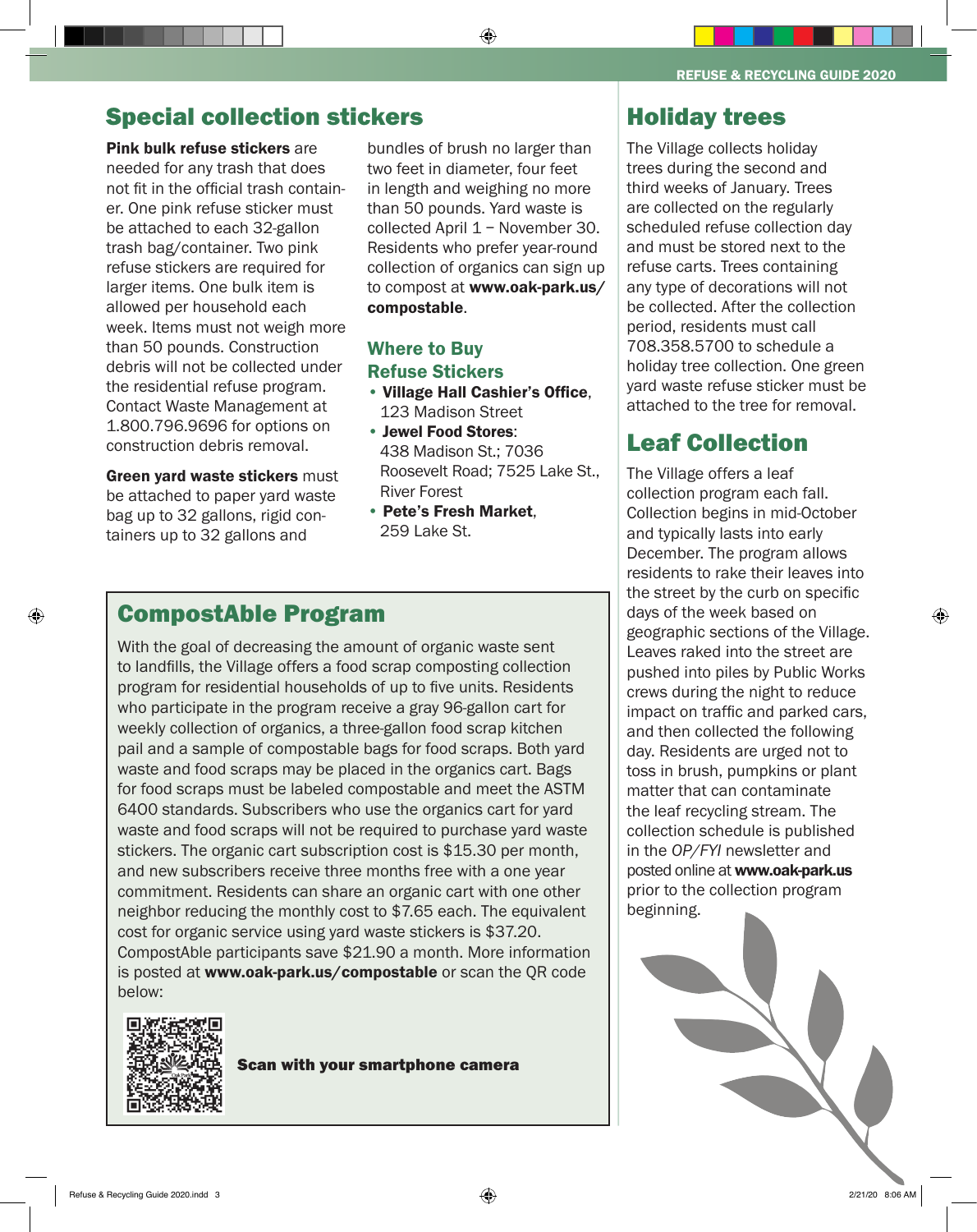## Special collection stickers

**Pink bulk refuse stickers** are needed for any trash that does not fit in the official trash container. One pink refuse sticker must be attached to each 32-gallon trash bag/container. Two pink refuse stickers are required for larger items. One bulk item is allowed per household each week. Items must not weigh more than 50 pounds. Construction debris will not be collected under the residential refuse program. Contact Waste Management at 1.800.796.9696 for options on construction debris removal.

**Green yard waste stickers** must be attached to paper yard waste bag up to 32 gallons, rigid containers up to 32 gallons and bundles of brush no larger than two feet in diameter, four feet in length and weighing no more than 50 pounds. Yard waste is collected April 1 – November 30. Residents who prefer year-round collection of organics can sign up to compost at **www.oak-park.us/compostable**.

### Where to Buy Refuse Stickers

- **Village Hall Cashier's Office**, 123 Madison Street
- **Jewel Food Stores**: 438 Madison St.; 7036 Roosevelt Road; 7525 Lake St., River Forest
- **Pete's Fresh Market**, 259 Lake St.

## CompostAble Program

With the goal of decreasing the amount of organic waste sent to landfills, the Village offers a food scrap composting collection program for residential households of up to five units. Residents who participate in the program receive a gray 96-gallon cart for weekly collection of organics, a three-gallon food scrap kitchen pail and a sample of compostable bags for food scraps. Both yard waste and food scraps may be placed in the organics cart. Bags for food scraps must be labeled compostable and meet the ASTM 6400 standards. Subscribers who use the organics cart for yard waste and food scraps will not be required to purchase yard waste stickers. The organic cart subscription cost is $15.30 per month, and new subscribers receive three months free with a one year commitment. Residents can share an organic cart with one other neighbor reducing the monthly cost to $7.65 each. The equivalent cost for organic service using yard waste stickers is $37.20. CompostAble participants save $21.90 a month. More information is posted at **www.oak-park.us/compostable** or scan the QR code below:

**Scan with your smartphone camera**

## Holiday trees

The Village collects holiday trees during the second and third weeks of January. Trees are collected on the regularly scheduled refuse collection day and must be stored next to the refuse carts. Trees containing any type of decorations will not be collected. After the collection period, residents must call 708.358.5700 to schedule a holiday tree collection. One green yard waste refuse sticker must be attached to the tree for removal.

## Leaf Collection

The Village offers a leaf collection program each fall. Collection begins in mid-October and typically lasts into early December. The program allows residents to rake their leaves into the street by the curb on specific days of the week based on geographic sections of the Village. Leaves raked into the street are pushed into piles by Public Works crews during the night to reduce impact on traffic and parked cars, and then collected the following day. Residents are urged not to toss in brush, pumpkins or plant matter that can contaminate the leaf recycling stream. The collection schedule is published in the *OP/FYI* newsletter and posted online at **www.oak-park.us** prior to the collection program beginning.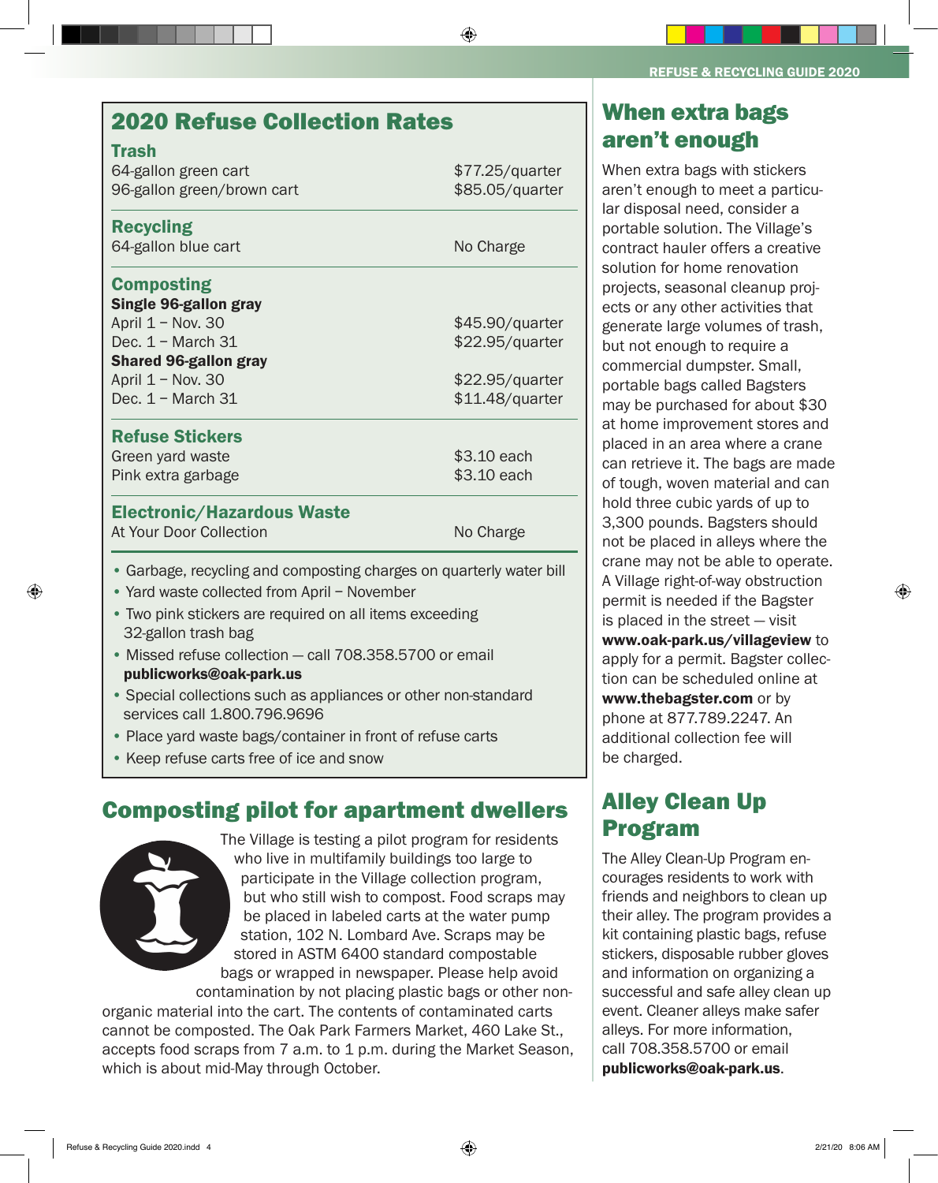## 2020 Refuse Collection Rates

| | |
|---|---|
| **Trash** | |
| 64-gallon green cart | $77.25/quarter |
| 96-gallon green/brown cart | $85.05/quarter |
| **Recycling** | |
| 64-gallon blue cart | No Charge |
| **Composting** | |
| **Single 96-gallon gray** | |
| April 1 – Nov. 30 | $45.90/quarter |
| Dec. 1 – March 31 | $22.95/quarter |
| **Shared 96-gallon gray** | |
| April 1 – Nov. 30 | $22.95/quarter |
| Dec. 1 – March 31 | $11.48/quarter |
| **Refuse Stickers** | |
| Green yard waste | $3.10 each |
| Pink extra garbage | $3.10 each |
| **Electronic/Hazardous Waste** | |
| At Your Door Collection | No Charge |

- Garbage, recycling and composting charges on quarterly water bill
- Yard waste collected from April – November
- Two pink stickers are required on all items exceeding 32-gallon trash bag
- Missed refuse collection — call 708.358.5700 or email **publicworks@oak-park.us**
- Special collections such as appliances or other non-standard services call 1.800.796.9696
- Place yard waste bags/container in front of refuse carts
- Keep refuse carts free of ice and snow

## Composting pilot for apartment dwellers

The Village is testing a pilot program for residents who live in multifamily buildings too large to participate in the Village collection program, but who still wish to compost. Food scraps may be placed in labeled carts at the water pump station, 102 N. Lombard Ave. Scraps may be stored in ASTM 6400 standard compostable bags or wrapped in newspaper. Please help avoid contamination by not placing plastic bags or other non-organic material into the cart. The contents of contaminated carts cannot be composted. The Oak Park Farmers Market, 460 Lake St., accepts food scraps from 7 a.m. to 1 p.m. during the Market Season, which is about mid-May through October.

## When extra bags aren't enough

When extra bags with stickers aren't enough to meet a particular disposal need, consider a portable solution. The Village's contract hauler offers a creative solution for home renovation projects, seasonal cleanup projects or any other activities that generate large volumes of trash, but not enough to require a commercial dumpster. Small, portable bags called Bagsters may be purchased for about $30 at home improvement stores and placed in an area where a crane can retrieve it. The bags are made of tough, woven material and can hold three cubic yards of up to 3,300 pounds. Bagsters should not be placed in alleys where the crane may not be able to operate. A Village right-of-way obstruction permit is needed if the Bagster is placed in the street — visit **www.oak-park.us/villageview** to apply for a permit. Bagster collection can be scheduled online at **www.thebagster.com** or by phone at 877.789.2247. An additional collection fee will be charged.

## Alley Clean Up Program

The Alley Clean-Up Program encourages residents to work with friends and neighbors to clean up their alley. The program provides a kit containing plastic bags, refuse stickers, disposable rubber gloves and information on organizing a successful and safe alley clean up event. Cleaner alleys make safer alleys. For more information, call 708.358.5700 or email **publicworks@oak-park.us**.